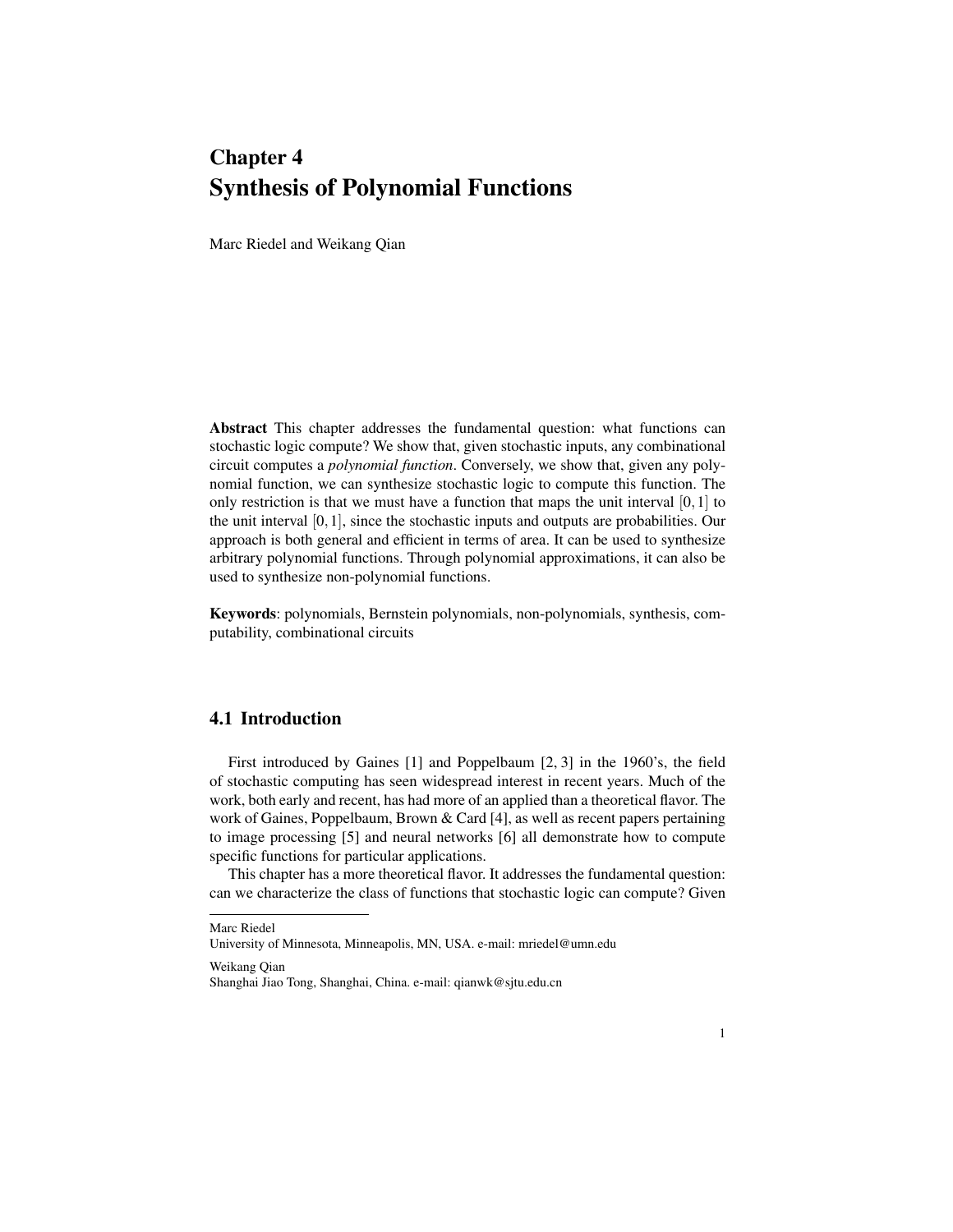# Chapter 4
# Synthesis of Polynomial Functions

Marc Riedel and Weikang Qian

**Abstract** This chapter addresses the fundamental question: what functions can stochastic logic compute? We show that, given stochastic inputs, any combinational circuit computes a *polynomial function*. Conversely, we show that, given any polynomial function, we can synthesize stochastic logic to compute this function. The only restriction is that we must have a function that maps the unit interval $[0,1]$ to the unit interval $[0,1]$, since the stochastic inputs and outputs are probabilities. Our approach is both general and efficient in terms of area. It can be used to synthesize arbitrary polynomial functions. Through polynomial approximations, it can also be used to synthesize non-polynomial functions.

**Keywords**: polynomials, Bernstein polynomials, non-polynomials, synthesis, computability, combinational circuits

## 4.1 Introduction

First introduced by Gaines [1] and Poppelbaum [2, 3] in the 1960's, the field of stochastic computing has seen widespread interest in recent years. Much of the work, both early and recent, has had more of an applied than a theoretical flavor. The work of Gaines, Poppelbaum, Brown & Card [4], as well as recent papers pertaining to image processing [5] and neural networks [6] all demonstrate how to compute specific functions for particular applications.

This chapter has a more theoretical flavor. It addresses the fundamental question: can we characterize the class of functions that stochastic logic can compute? Given

---

Marc Riedel
University of Minnesota, Minneapolis, MN, USA. e-mail: mriedel@umn.edu

Weikang Qian
Shanghai Jiao Tong, Shanghai, China. e-mail: qianwk@sjtu.edu.cn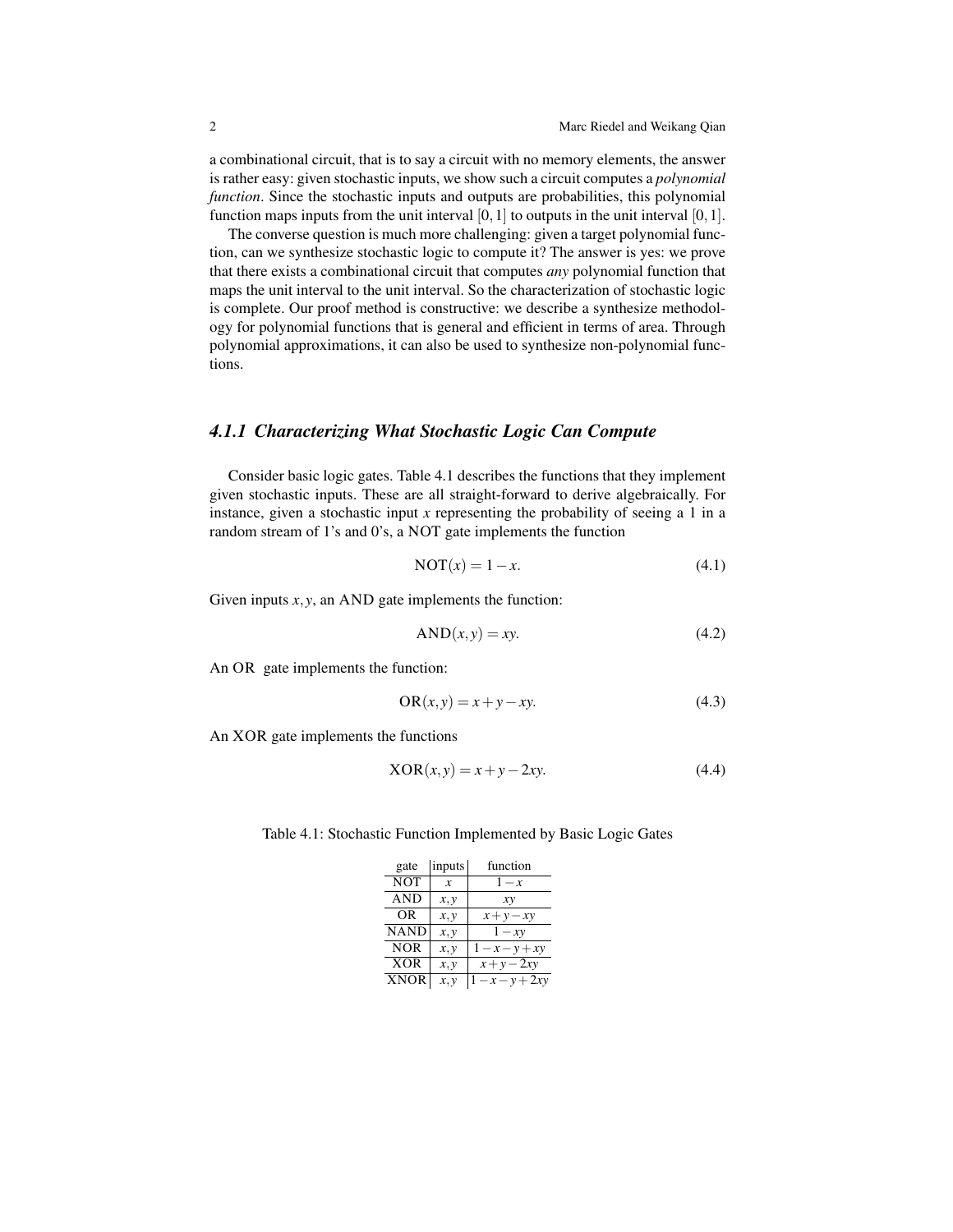a combinational circuit, that is to say a circuit with no memory elements, the answer is rather easy: given stochastic inputs, we show such a circuit computes a *polynomial function*. Since the stochastic inputs and outputs are probabilities, this polynomial function maps inputs from the unit interval $[0,1]$ to outputs in the unit interval $[0,1]$.

The converse question is much more challenging: given a target polynomial function, can we synthesize stochastic logic to compute it? The answer is yes: we prove that there exists a combinational circuit that computes *any* polynomial function that maps the unit interval to the unit interval. So the characterization of stochastic logic is complete. Our proof method is constructive: we describe a synthesize methodology for polynomial functions that is general and efficient in terms of area. Through polynomial approximations, it can also be used to synthesize non-polynomial functions.

### *4.1.1 Characterizing What Stochastic Logic Can Compute*

Consider basic logic gates. Table 4.1 describes the functions that they implement given stochastic inputs. These are all straight-forward to derive algebraically. For instance, given a stochastic input $x$ representing the probability of seeing a 1 in a random stream of 1's and 0's, a NOT gate implements the function

$$\mathrm{NOT}(x) = 1 - x. \tag{4.1}$$

Given inputs $x, y$, an AND gate implements the function:

$$\mathrm{AND}(x,y) = xy. \tag{4.2}$$

An OR gate implements the function:

$$\mathrm{OR}(x,y) = x + y - xy. \tag{4.3}$$

An XOR gate implements the functions

$$\mathrm{XOR}(x,y) = x + y - 2xy. \tag{4.4}$$

Table 4.1: Stochastic Function Implemented by Basic Logic Gates

| gate | inputs | function |
|---|---|---|
| NOT | $x$ | $1-x$ |
| AND | $x,y$ | $xy$ |
| OR | $x,y$ | $x+y-xy$ |
| NAND | $x,y$ | $1-xy$ |
| NOR | $x,y$ | $1-x-y+xy$ |
| XOR | $x,y$ | $x+y-2xy$ |
| XNOR | $x,y$ | $1-x-y+2xy$ |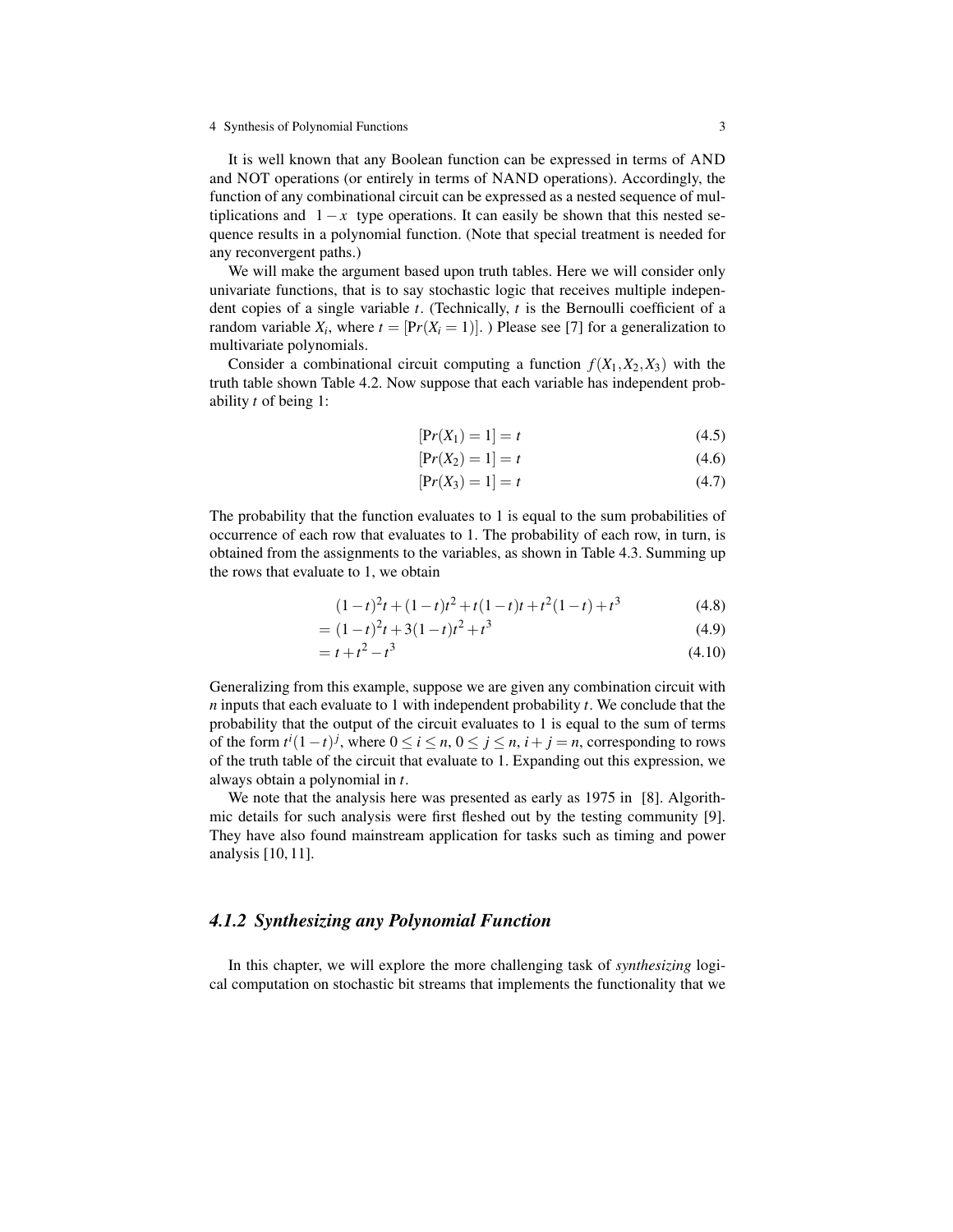It is well known that any Boolean function can be expressed in terms of AND and NOT operations (or entirely in terms of NAND operations). Accordingly, the function of any combinational circuit can be expressed as a nested sequence of multiplications and $1-x$ type operations. It can easily be shown that this nested sequence results in a polynomial function. (Note that special treatment is needed for any reconvergent paths.)

We will make the argument based upon truth tables. Here we will consider only univariate functions, that is to say stochastic logic that receives multiple independent copies of a single variable $t$. (Technically, $t$ is the Bernoulli coefficient of a random variable $X_i$, where $t = [\Pr(X_i = 1)]$. ) Please see [7] for a generalization to multivariate polynomials.

Consider a combinational circuit computing a function $f(X_1, X_2, X_3)$ with the truth table shown Table 4.2. Now suppose that each variable has independent probability $t$ of being 1:

$$[\Pr(X_1) = 1] = t \tag{4.5}$$

$$[\Pr(X_2) = 1] = t \tag{4.6}$$

$$[\Pr(X_3) = 1] = t \tag{4.7}$$

The probability that the function evaluates to 1 is equal to the sum probabilities of occurrence of each row that evaluates to 1. The probability of each row, in turn, is obtained from the assignments to the variables, as shown in Table 4.3. Summing up the rows that evaluate to 1, we obtain

$$(1-t)^2 t + (1-t)t^2 + t(1-t)t + t^2(1-t) + t^3 \tag{4.8}$$

$$= (1-t)^2 t + 3(1-t)t^2 + t^3 \tag{4.9}$$

$$= t + t^2 - t^3 \tag{4.10}$$

Generalizing from this example, suppose we are given any combination circuit with $n$ inputs that each evaluate to 1 with independent probability $t$. We conclude that the probability that the output of the circuit evaluates to 1 is equal to the sum of terms of the form $t^i(1-t)^j$, where $0 \le i \le n$, $0 \le j \le n$, $i + j = n$, corresponding to rows of the truth table of the circuit that evaluate to 1. Expanding out this expression, we always obtain a polynomial in $t$.

We note that the analysis here was presented as early as 1975 in [8]. Algorithmic details for such analysis were first fleshed out by the testing community [9]. They have also found mainstream application for tasks such as timing and power analysis [10, 11].

### *4.1.2 Synthesizing any Polynomial Function*

In this chapter, we will explore the more challenging task of *synthesizing* logical computation on stochastic bit streams that implements the functionality that we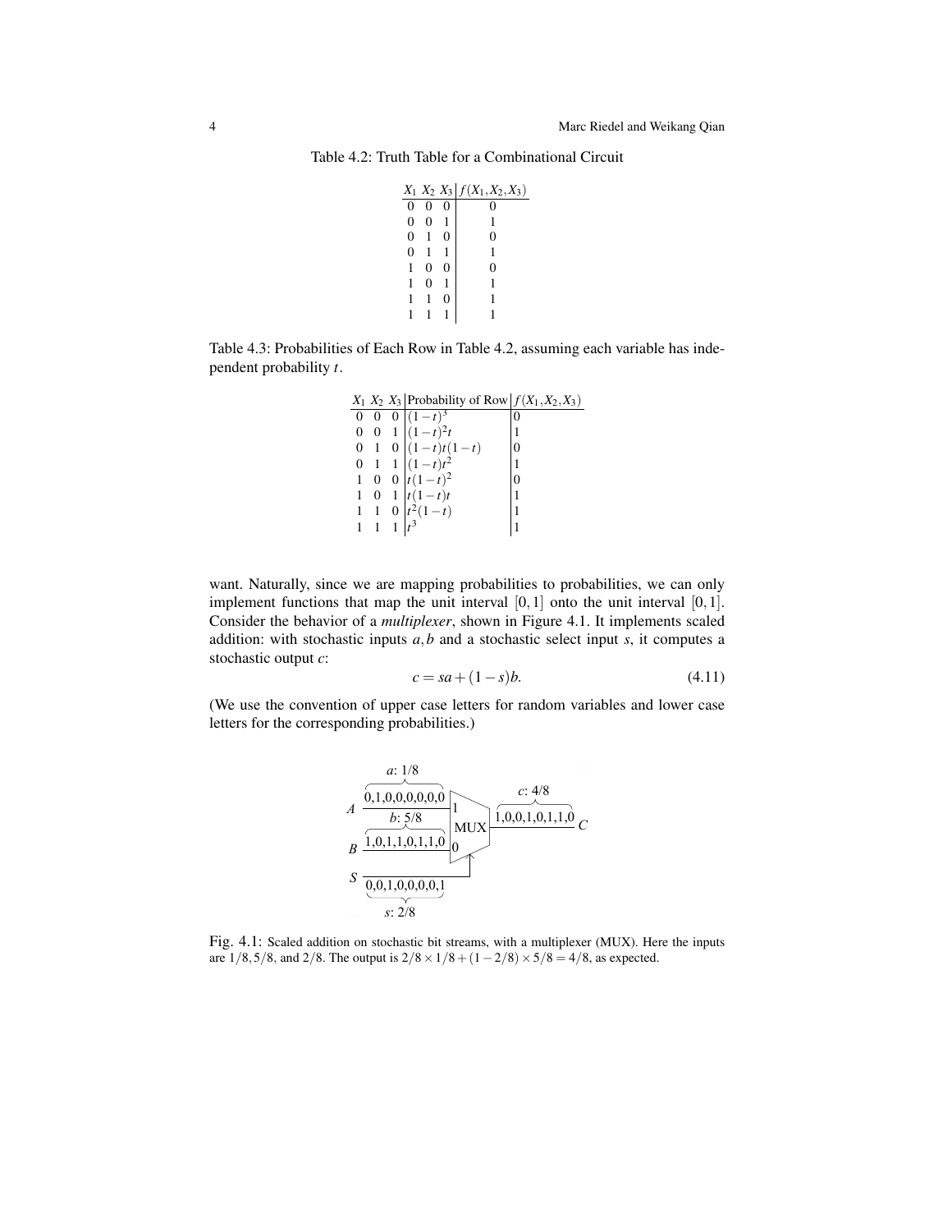Table 4.2: Truth Table for a Combinational Circuit

| $X_1$ | $X_2$ | $X_3$ | $f(X_1,X_2,X_3)$ |
|---|---|---|---|
| 0 | 0 | 0 | 0 |
| 0 | 0 | 1 | 1 |
| 0 | 1 | 0 | 0 |
| 0 | 1 | 1 | 1 |
| 1 | 0 | 0 | 0 |
| 1 | 0 | 1 | 1 |
| 1 | 1 | 0 | 1 |
| 1 | 1 | 1 | 1 |

Table 4.3: Probabilities of Each Row in Table 4.2, assuming each variable has independent probability $t$.

| $X_1$ | $X_2$ | $X_3$ | Probability of Row | $f(X_1,X_2,X_3)$ |
|---|---|---|---|---|
| 0 | 0 | 0 | $(1-t)^3$ | 0 |
| 0 | 0 | 1 | $(1-t)^2 t$ | 1 |
| 0 | 1 | 0 | $(1-t)t(1-t)$ | 0 |
| 0 | 1 | 1 | $(1-t)t^2$ | 1 |
| 1 | 0 | 0 | $t(1-t)^2$ | 0 |
| 1 | 0 | 1 | $t(1-t)t$ | 1 |
| 1 | 1 | 0 | $t^2(1-t)$ | 1 |
| 1 | 1 | 1 | $t^3$ | 1 |

want. Naturally, since we are mapping probabilities to probabilities, we can only implement functions that map the unit interval $[0,1]$ onto the unit interval $[0,1]$. Consider the behavior of a *multiplexer*, shown in Figure 4.1. It implements scaled addition: with stochastic inputs $a, b$ and a stochastic select input $s$, it computes a stochastic output $c$:

$$c = sa + (1-s)b. \tag{4.11}$$

(We use the convention of upper case letters for random variables and lower case letters for the corresponding probabilities.)

Fig. 4.1: Scaled addition on stochastic bit streams, with a multiplexer (MUX). Here the inputs are $1/8, 5/8$, and $2/8$. The output is $2/8 \times 1/8 + (1-2/8) \times 5/8 = 4/8$, as expected.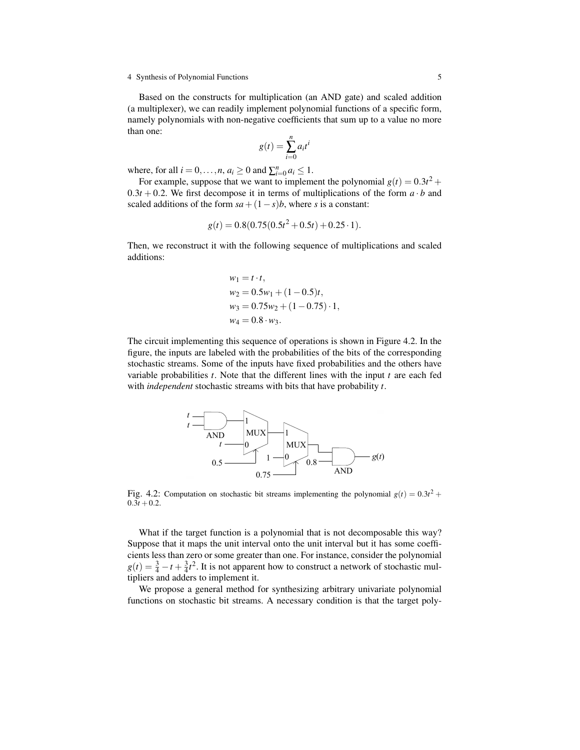Based on the constructs for multiplication (an AND gate) and scaled addition (a multiplexer), we can readily implement polynomial functions of a specific form, namely polynomials with non-negative coefficients that sum up to a value no more than one:

$$g(t) = \sum_{i=0}^{n} a_i t^i$$

where, for all $i = 0, \ldots, n$, $a_i \geq 0$ and $\sum_{i=0}^{n} a_i \leq 1$.

For example, suppose that we want to implement the polynomial $g(t) = 0.3t^2 + 0.3t + 0.2$. We first decompose it in terms of multiplications of the form $a \cdot b$ and scaled additions of the form $sa + (1-s)b$, where $s$ is a constant:

$$g(t) = 0.8(0.75(0.5t^2 + 0.5t) + 0.25 \cdot 1).$$

Then, we reconstruct it with the following sequence of multiplications and scaled additions:

$$
\begin{aligned}
w_1 &= t \cdot t, \\
w_2 &= 0.5w_1 + (1-0.5)t, \\
w_3 &= 0.75w_2 + (1-0.75) \cdot 1, \\
w_4 &= 0.8 \cdot w_3.
\end{aligned}
$$

The circuit implementing this sequence of operations is shown in Figure 4.2. In the figure, the inputs are labeled with the probabilities of the bits of the corresponding stochastic streams. Some of the inputs have fixed probabilities and the others have variable probabilities $t$. Note that the different lines with the input $t$ are each fed with *independent* stochastic streams with bits that have probability $t$.

Fig. 4.2: Computation on stochastic bit streams implementing the polynomial $g(t) = 0.3t^2 + 0.3t + 0.2$.

What if the target function is a polynomial that is not decomposable this way? Suppose that it maps the unit interval onto the unit interval but it has some coefficients less than zero or some greater than one. For instance, consider the polynomial $g(t) = \frac{3}{4} - t + \frac{3}{4}t^2$. It is not apparent how to construct a network of stochastic multipliers and adders to implement it.

We propose a general method for synthesizing arbitrary univariate polynomial functions on stochastic bit streams. A necessary condition is that the target poly-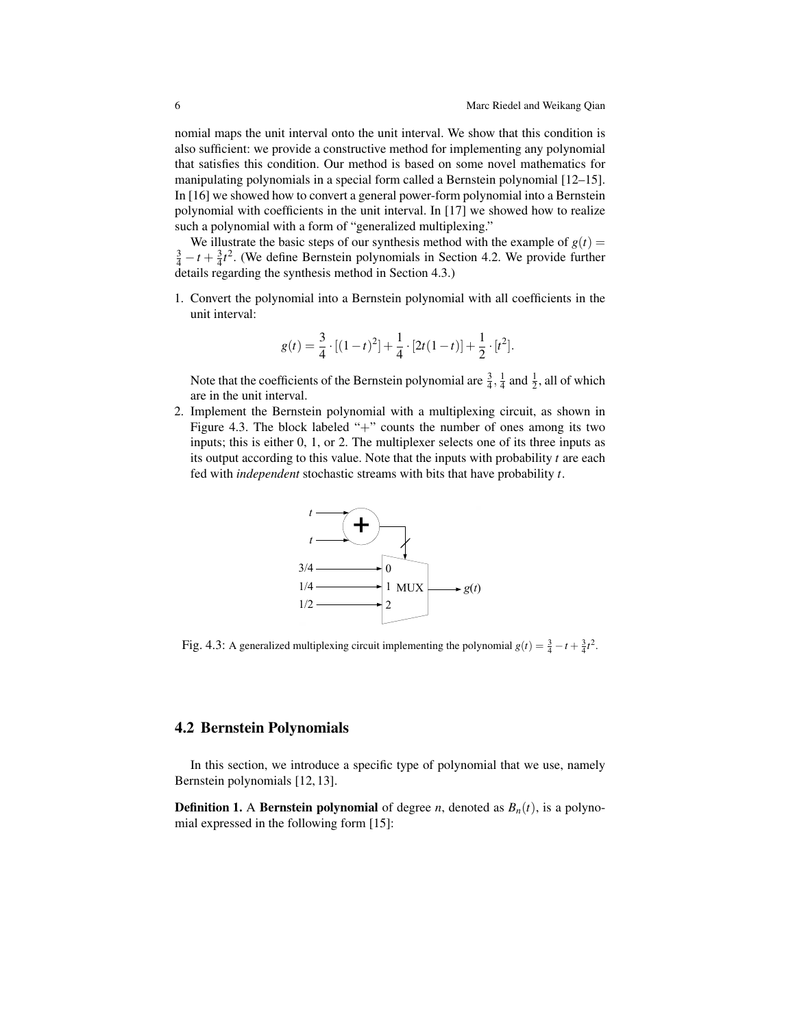nomial maps the unit interval onto the unit interval. We show that this condition is also sufficient: we provide a constructive method for implementing any polynomial that satisfies this condition. Our method is based on some novel mathematics for manipulating polynomials in a special form called a Bernstein polynomial [12–15]. In [16] we showed how to convert a general power-form polynomial into a Bernstein polynomial with coefficients in the unit interval. In [17] we showed how to realize such a polynomial with a form of "generalized multiplexing."

We illustrate the basic steps of our synthesis method with the example of $g(t) = \frac{3}{4} - t + \frac{3}{4}t^2$. (We define Bernstein polynomials in Section 4.2. We provide further details regarding the synthesis method in Section 4.3.)

1. Convert the polynomial into a Bernstein polynomial with all coefficients in the unit interval:

$$g(t) = \frac{3}{4} \cdot [(1-t)^2] + \frac{1}{4} \cdot [2t(1-t)] + \frac{1}{2} \cdot [t^2].$$

   Note that the coefficients of the Bernstein polynomial are $\frac{3}{4}$, $\frac{1}{4}$ and $\frac{1}{2}$, all of which are in the unit interval.

2. Implement the Bernstein polynomial with a multiplexing circuit, as shown in Figure 4.3. The block labeled "+" counts the number of ones among its two inputs; this is either 0, 1, or 2. The multiplexer selects one of its three inputs as its output according to this value. Note that the inputs with probability $t$ are each fed with *independent* stochastic streams with bits that have probability $t$.

Fig. 4.3: A generalized multiplexing circuit implementing the polynomial $g(t) = \frac{3}{4} - t + \frac{3}{4}t^2$.

## 4.2 Bernstein Polynomials

In this section, we introduce a specific type of polynomial that we use, namely Bernstein polynomials [12, 13].

**Definition 1.** A **Bernstein polynomial** of degree $n$, denoted as $B_n(t)$, is a polynomial expressed in the following form [15]: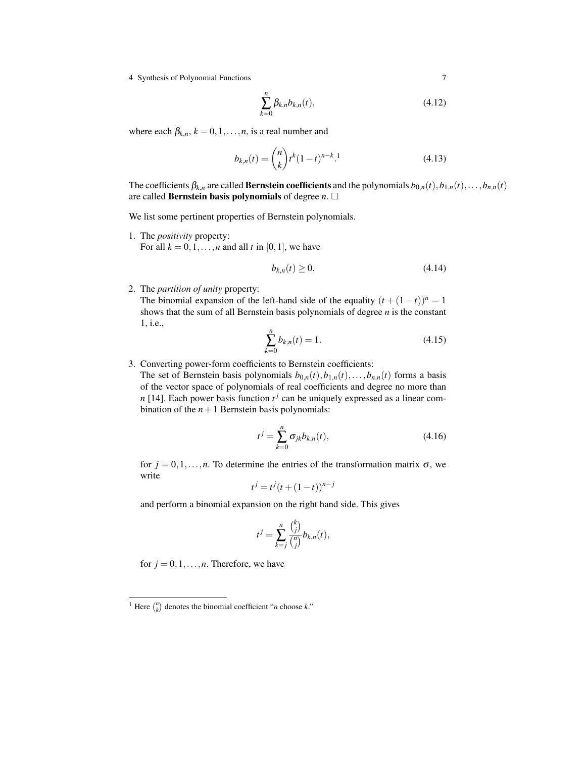$$\sum_{k=0}^{n} \beta_{k,n} b_{k,n}(t), \tag{4.12}$$

where each $\beta_{k,n}$, $k = 0, 1, \ldots, n$, is a real number and

$$b_{k,n}(t) = \binom{n}{k} t^k (1-t)^{n-k}.^1 \tag{4.13}$$

The coefficients $\beta_{k,n}$ are called **Bernstein coefficients** and the polynomials $b_{0,n}(t), b_{1,n}(t), \ldots, b_{n,n}(t)$ are called **Bernstein basis polynomials** of degree $n$. □

We list some pertinent properties of Bernstein polynomials.

1. The *positivity* property:
   For all $k = 0, 1, \ldots, n$ and all $t$ in $[0, 1]$, we have

$$b_{k,n}(t) \geq 0. \tag{4.14}$$

2. The *partition of unity* property:
   The binomial expansion of the left-hand side of the equality $(t + (1-t))^n = 1$ shows that the sum of all Bernstein basis polynomials of degree $n$ is the constant 1, i.e.,

$$\sum_{k=0}^{n} b_{k,n}(t) = 1. \tag{4.15}$$

3. Converting power-form coefficients to Bernstein coefficients:
   The set of Bernstein basis polynomials $b_{0,n}(t), b_{1,n}(t), \ldots, b_{n,n}(t)$ forms a basis of the vector space of polynomials of real coefficients and degree no more than $n$ [14]. Each power basis function $t^j$ can be uniquely expressed as a linear combination of the $n+1$ Bernstein basis polynomials:

$$t^j = \sum_{k=0}^{n} \sigma_{jk} b_{k,n}(t), \tag{4.16}$$

   for $j = 0, 1, \ldots, n$. To determine the entries of the transformation matrix $\sigma$, we write

$$t^j = t^j (t + (1-t))^{n-j}$$

   and perform a binomial expansion on the right hand side. This gives

$$t^j = \sum_{k=j}^{n} \frac{\binom{k}{j}}{\binom{n}{j}} b_{k,n}(t),$$

   for $j = 0, 1, \ldots, n$. Therefore, we have

[1] Here $\binom{n}{k}$ denotes the binomial coefficient "$n$ choose $k$."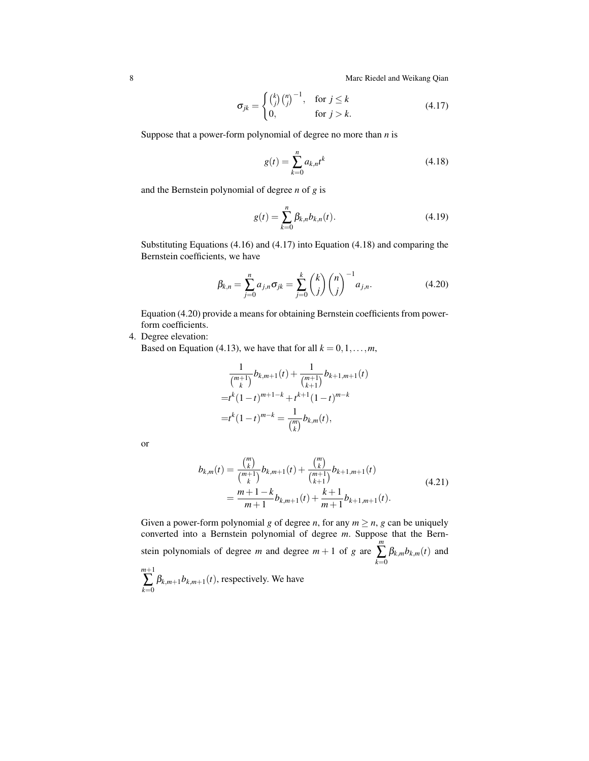$$
\sigma_{jk} = \begin{cases} \binom{k}{j}\binom{n}{j}^{-1}, & \text{for } j \le k \\ 0, & \text{for } j > k. \end{cases} \tag{4.17}
$$

Suppose that a power-form polynomial of degree no more than $n$ is

$$
g(t) = \sum_{k=0}^{n} a_{k,n} t^k \tag{4.18}
$$

and the Bernstein polynomial of degree $n$ of $g$ is

$$
g(t) = \sum_{k=0}^{n} \beta_{k,n} b_{k,n}(t). \tag{4.19}
$$

Substituting Equations (4.16) and (4.17) into Equation (4.18) and comparing the Bernstein coefficients, we have

$$
\beta_{k,n} = \sum_{j=0}^{n} a_{j,n}\sigma_{jk} = \sum_{j=0}^{k} \binom{k}{j}\binom{n}{j}^{-1} a_{j,n}. \tag{4.20}
$$

Equation (4.20) provide a means for obtaining Bernstein coefficients from power-form coefficients.

4. Degree elevation:
   Based on Equation (4.13), we have that for all $k = 0, 1, \ldots, m$,

$$
\begin{aligned}
&\frac{1}{\binom{m+1}{k}} b_{k,m+1}(t) + \frac{1}{\binom{m+1}{k+1}} b_{k+1,m+1}(t) \\
=&t^k(1-t)^{m+1-k} + t^{k+1}(1-t)^{m-k} \\
=&t^k(1-t)^{m-k} = \frac{1}{\binom{m}{k}} b_{k,m}(t),
\end{aligned}
$$

   or

$$
\begin{aligned}
b_{k,m}(t) &= \frac{\binom{m}{k}}{\binom{m+1}{k}} b_{k,m+1}(t) + \frac{\binom{m}{k}}{\binom{m+1}{k+1}} b_{k+1,m+1}(t) \\
&= \frac{m+1-k}{m+1} b_{k,m+1}(t) + \frac{k+1}{m+1} b_{k+1,m+1}(t).
\end{aligned} \tag{4.21}
$$

   Given a power-form polynomial $g$ of degree $n$, for any $m \ge n$, $g$ can be uniquely converted into a Bernstein polynomial of degree $m$. Suppose that the Bernstein polynomials of degree $m$ and degree $m+1$ of $g$ are $\sum_{k=0}^{m} \beta_{k,m} b_{k,m}(t)$ and $\sum_{k=0}^{m+1} \beta_{k,m+1} b_{k,m+1}(t)$, respectively. We have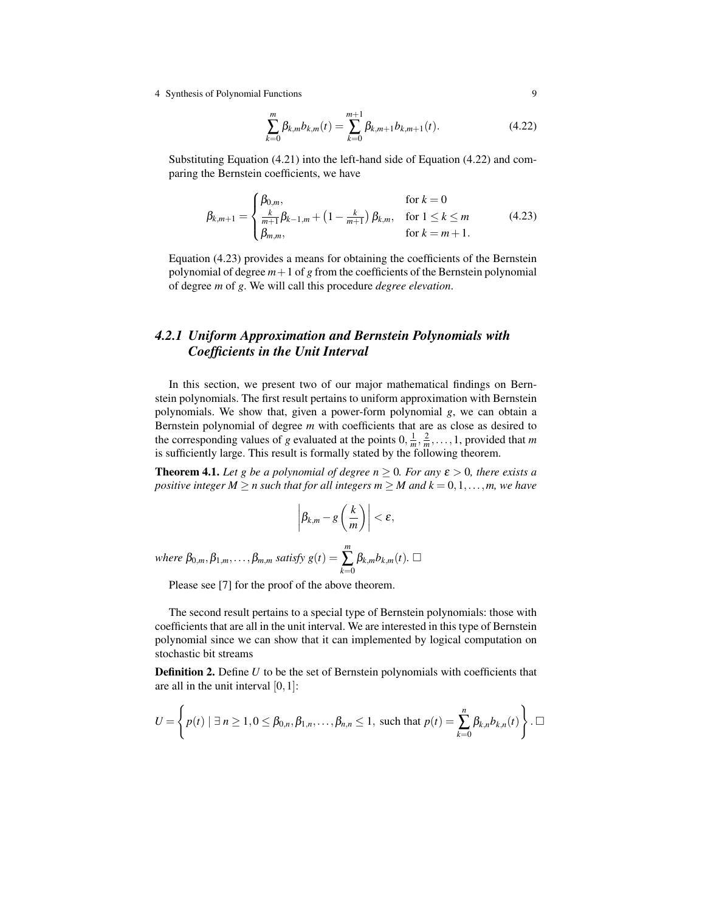$$\sum_{k=0}^{m} \beta_{k,m} b_{k,m}(t) = \sum_{k=0}^{m+1} \beta_{k,m+1} b_{k,m+1}(t). \tag{4.22}$$

Substituting Equation (4.21) into the left-hand side of Equation (4.22) and comparing the Bernstein coefficients, we have

$$\beta_{k,m+1} = \begin{cases} \beta_{0,m}, & \text{for } k = 0 \\ \frac{k}{m+1}\beta_{k-1,m} + \left(1 - \frac{k}{m+1}\right)\beta_{k,m}, & \text{for } 1 \le k \le m \\ \beta_{m,m}, & \text{for } k = m+1. \end{cases} \tag{4.23}$$

Equation (4.23) provides a means for obtaining the coefficients of the Bernstein polynomial of degree $m+1$ of $g$ from the coefficients of the Bernstein polynomial of degree $m$ of $g$. We will call this procedure *degree elevation*.

### *4.2.1 Uniform Approximation and Bernstein Polynomials with Coefficients in the Unit Interval*

In this section, we present two of our major mathematical findings on Bernstein polynomials. The first result pertains to uniform approximation with Bernstein polynomials. We show that, given a power-form polynomial $g$, we can obtain a Bernstein polynomial of degree $m$ with coefficients that are as close as desired to the corresponding values of $g$ evaluated at the points $0, \frac{1}{m}, \frac{2}{m}, \ldots, 1$, provided that $m$ is sufficiently large. This result is formally stated by the following theorem.

**Theorem 4.1.** *Let $g$ be a polynomial of degree $n \ge 0$. For any $\varepsilon > 0$, there exists a positive integer $M \ge n$ such that for all integers $m \ge M$ and $k = 0, 1, \ldots, m$, we have*

$$\left| \beta_{k,m} - g\left(\frac{k}{m}\right) \right| < \varepsilon,$$

*where $\beta_{0,m}, \beta_{1,m}, \ldots, \beta_{m,m}$ satisfy $g(t) = \sum_{k=0}^{m} \beta_{k,m} b_{k,m}(t)$.* □

Please see [7] for the proof of the above theorem.

The second result pertains to a special type of Bernstein polynomials: those with coefficients that are all in the unit interval. We are interested in this type of Bernstein polynomial since we can show that it can implemented by logical computation on stochastic bit streams

**Definition 2.** Define $U$ to be the set of Bernstein polynomials with coefficients that are all in the unit interval $[0, 1]$:

$$U = \left\{ p(t) \mid \exists\, n \ge 1, 0 \le \beta_{0,n}, \beta_{1,n}, \ldots, \beta_{n,n} \le 1, \text{ such that } p(t) = \sum_{k=0}^{n} \beta_{k,n} b_{k,n}(t) \right\}. \,\square$$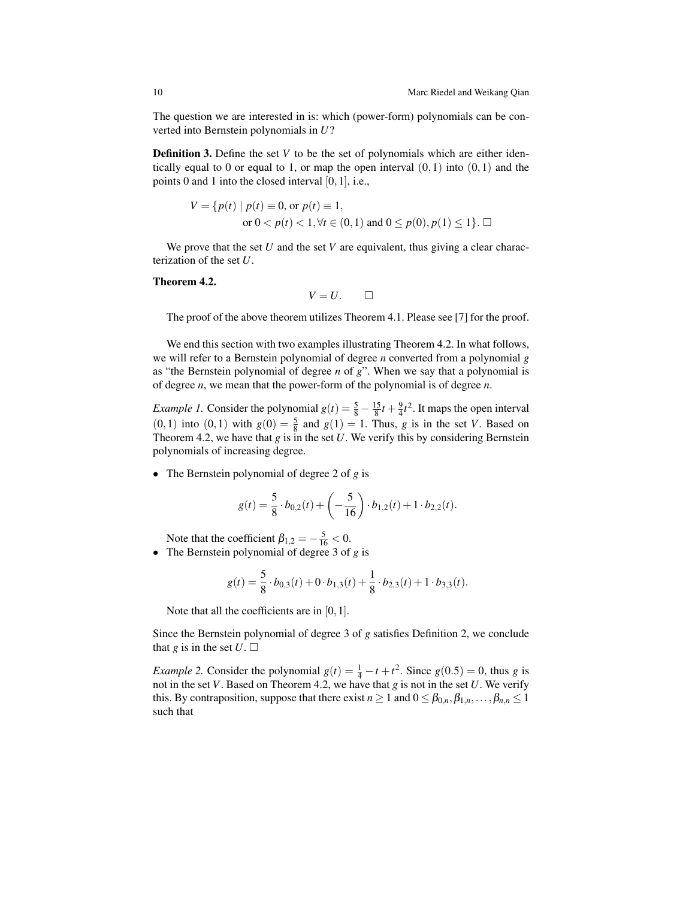The question we are interested in is: which (power-form) polynomials can be converted into Bernstein polynomials in $U$?

**Definition 3.** Define the set $V$ to be the set of polynomials which are either identically equal to 0 or equal to 1, or map the open interval $(0,1)$ into $(0,1)$ and the points 0 and 1 into the closed interval $[0,1]$, i.e.,

$$V = \{p(t) \mid p(t) \equiv 0, \text{ or } p(t) \equiv 1, \\ \text{or } 0 < p(t) < 1, \forall t \in (0,1) \text{ and } 0 \le p(0), p(1) \le 1\}. \square$$

We prove that the set $U$ and the set $V$ are equivalent, thus giving a clear characterization of the set $U$.

**Theorem 4.2.**

$$V = U. \qquad \square$$

The proof of the above theorem utilizes Theorem 4.1. Please see [7] for the proof.

We end this section with two examples illustrating Theorem 4.2. In what follows, we will refer to a Bernstein polynomial of degree $n$ converted from a polynomial $g$ as "the Bernstein polynomial of degree $n$ of $g$". When we say that a polynomial is of degree $n$, we mean that the power-form of the polynomial is of degree $n$.

*Example 1.* Consider the polynomial $g(t) = \frac{5}{8} - \frac{15}{8}t + \frac{9}{4}t^2$. It maps the open interval $(0,1)$ into $(0,1)$ with $g(0) = \frac{5}{8}$ and $g(1) = 1$. Thus, $g$ is in the set $V$. Based on Theorem 4.2, we have that $g$ is in the set $U$. We verify this by considering Bernstein polynomials of increasing degree.

- The Bernstein polynomial of degree 2 of $g$ is

$$g(t) = \frac{5}{8} \cdot b_{0,2}(t) + \left(-\frac{5}{16}\right) \cdot b_{1,2}(t) + 1 \cdot b_{2,2}(t).$$

  Note that the coefficient $\beta_{1,2} = -\frac{5}{16} < 0$.
- The Bernstein polynomial of degree 3 of $g$ is

$$g(t) = \frac{5}{8} \cdot b_{0,3}(t) + 0 \cdot b_{1,3}(t) + \frac{1}{8} \cdot b_{2,3}(t) + 1 \cdot b_{3,3}(t).$$

  Note that all the coefficients are in $[0,1]$.

Since the Bernstein polynomial of degree 3 of $g$ satisfies Definition 2, we conclude that $g$ is in the set $U$. $\square$

*Example 2.* Consider the polynomial $g(t) = \frac{1}{4} - t + t^2$. Since $g(0.5) = 0$, thus $g$ is not in the set $V$. Based on Theorem 4.2, we have that $g$ is not in the set $U$. We verify this. By contraposition, suppose that there exist $n \ge 1$ and $0 \le \beta_{0,n}, \beta_{1,n}, \ldots, \beta_{n,n} \le 1$ such that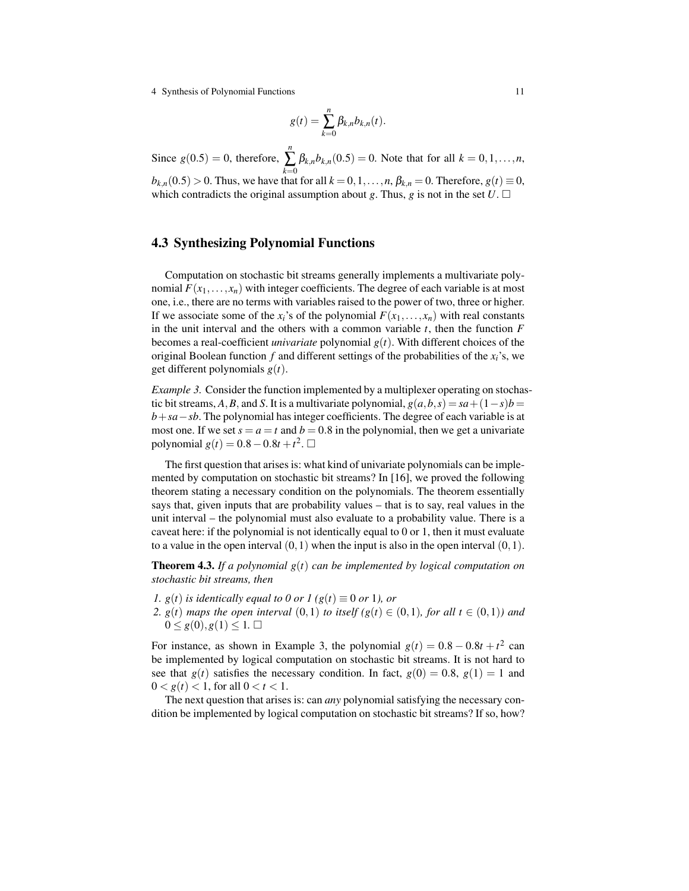$$g(t) = \sum_{k=0}^{n} \beta_{k,n} b_{k,n}(t).$$

Since $g(0.5) = 0$, therefore, $\sum_{k=0}^{n} \beta_{k,n} b_{k,n}(0.5) = 0$. Note that for all $k = 0, 1, \ldots, n$, $b_{k,n}(0.5) > 0$. Thus, we have that for all $k = 0, 1, \ldots, n$, $\beta_{k,n} = 0$. Therefore, $g(t) \equiv 0$, which contradicts the original assumption about $g$. Thus, $g$ is not in the set $U$. □

## 4.3 Synthesizing Polynomial Functions

Computation on stochastic bit streams generally implements a multivariate polynomial $F(x_1, \ldots, x_n)$ with integer coefficients. The degree of each variable is at most one, i.e., there are no terms with variables raised to the power of two, three or higher. If we associate some of the $x_i$'s of the polynomial $F(x_1, \ldots, x_n)$ with real constants in the unit interval and the others with a common variable $t$, then the function $F$ becomes a real-coefficient *univariate* polynomial $g(t)$. With different choices of the original Boolean function $f$ and different settings of the probabilities of the $x_i$'s, we get different polynomials $g(t)$.

*Example 3.* Consider the function implemented by a multiplexer operating on stochastic bit streams, $A, B$, and $S$. It is a multivariate polynomial, $g(a,b,s) = sa + (1-s)b = b + sa - sb$. The polynomial has integer coefficients. The degree of each variable is at most one. If we set $s = a = t$ and $b = 0.8$ in the polynomial, then we get a univariate polynomial $g(t) = 0.8 - 0.8t + t^2$. □

The first question that arises is: what kind of univariate polynomials can be implemented by computation on stochastic bit streams? In [16], we proved the following theorem stating a necessary condition on the polynomials. The theorem essentially says that, given inputs that are probability values – that is to say, real values in the unit interval – the polynomial must also evaluate to a probability value. There is a caveat here: if the polynomial is not identically equal to 0 or 1, then it must evaluate to a value in the open interval $(0,1)$ when the input is also in the open interval $(0,1)$.

**Theorem 4.3.** *If a polynomial $g(t)$ can be implemented by logical computation on stochastic bit streams, then*

1. *$g(t)$ is identically equal to 0 or 1 ($g(t) \equiv 0$ or $1$), or*
2. *$g(t)$ maps the open interval $(0,1)$ to itself ($g(t) \in (0,1)$, for all $t \in (0,1)$) and $0 \leq g(0), g(1) \leq 1$.* □

For instance, as shown in Example 3, the polynomial $g(t) = 0.8 - 0.8t + t^2$ can be implemented by logical computation on stochastic bit streams. It is not hard to see that $g(t)$ satisfies the necessary condition. In fact, $g(0) = 0.8$, $g(1) = 1$ and $0 < g(t) < 1$, for all $0 < t < 1$.

The next question that arises is: can *any* polynomial satisfying the necessary condition be implemented by logical computation on stochastic bit streams? If so, how?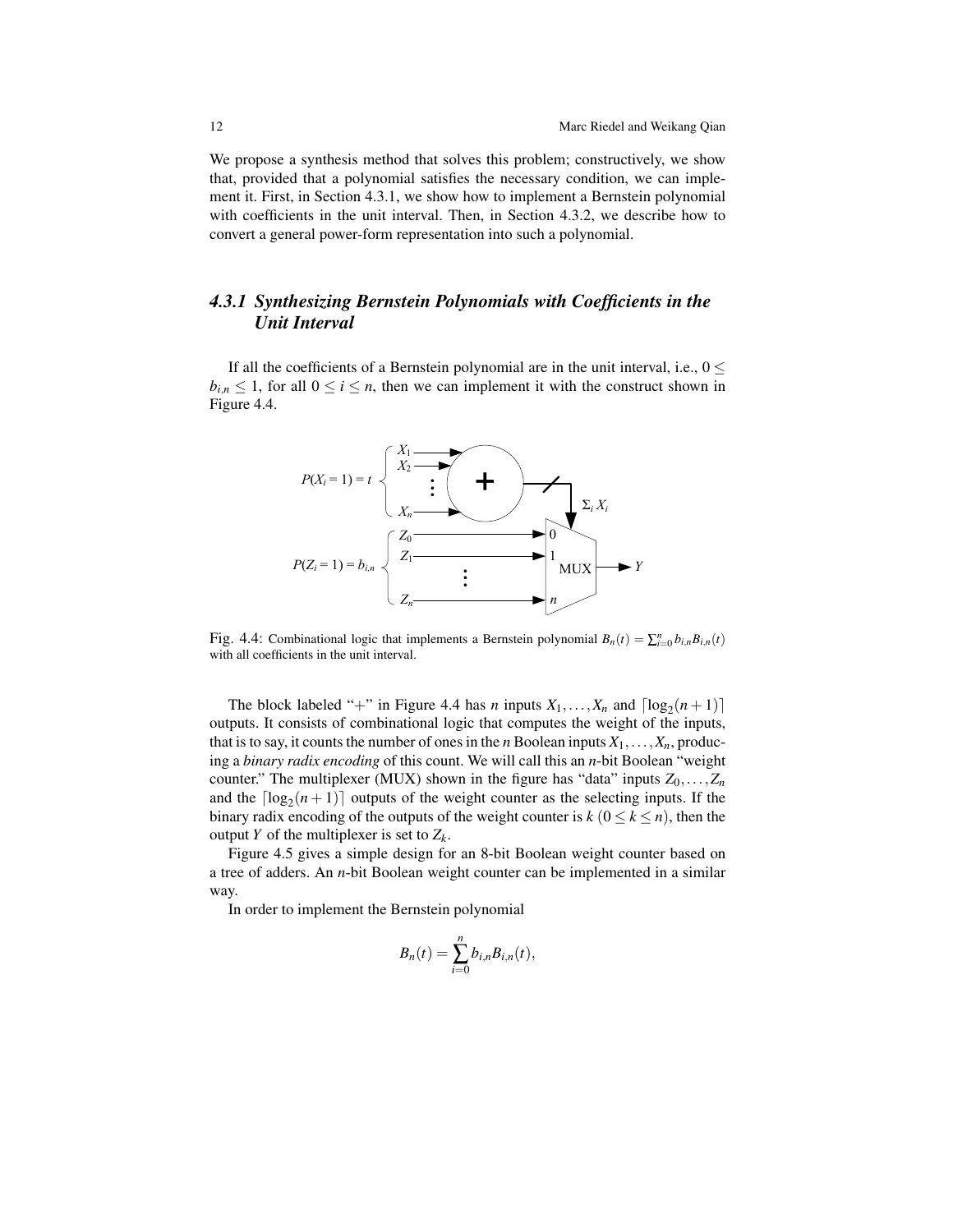We propose a synthesis method that solves this problem; constructively, we show that, provided that a polynomial satisfies the necessary condition, we can implement it. First, in Section 4.3.1, we show how to implement a Bernstein polynomial with coefficients in the unit interval. Then, in Section 4.3.2, we describe how to convert a general power-form representation into such a polynomial.

### *4.3.1 Synthesizing Bernstein Polynomials with Coefficients in the Unit Interval*

If all the coefficients of a Bernstein polynomial are in the unit interval, i.e., $0 \leq b_{i,n} \leq 1$, for all $0 \leq i \leq n$, then we can implement it with the construct shown in Figure 4.4.

Fig. 4.4: Combinational logic that implements a Bernstein polynomial $B_n(t) = \sum_{i=0}^{n} b_{i,n} B_{i,n}(t)$ with all coefficients in the unit interval.

The block labeled "+" in Figure 4.4 has $n$ inputs $X_1, \ldots, X_n$ and $\lceil \log_2(n+1) \rceil$ outputs. It consists of combinational logic that computes the weight of the inputs, that is to say, it counts the number of ones in the $n$ Boolean inputs $X_1, \ldots, X_n$, producing a *binary radix encoding* of this count. We will call this an $n$-bit Boolean "weight counter." The multiplexer (MUX) shown in the figure has "data" inputs $Z_0, \ldots, Z_n$ and the $\lceil \log_2(n+1) \rceil$ outputs of the weight counter as the selecting inputs. If the binary radix encoding of the outputs of the weight counter is $k$ ($0 \leq k \leq n$), then the output $Y$ of the multiplexer is set to $Z_k$.

Figure 4.5 gives a simple design for an 8-bit Boolean weight counter based on a tree of adders. An $n$-bit Boolean weight counter can be implemented in a similar way.

In order to implement the Bernstein polynomial

$$B_n(t) = \sum_{i=0}^{n} b_{i,n} B_{i,n}(t),$$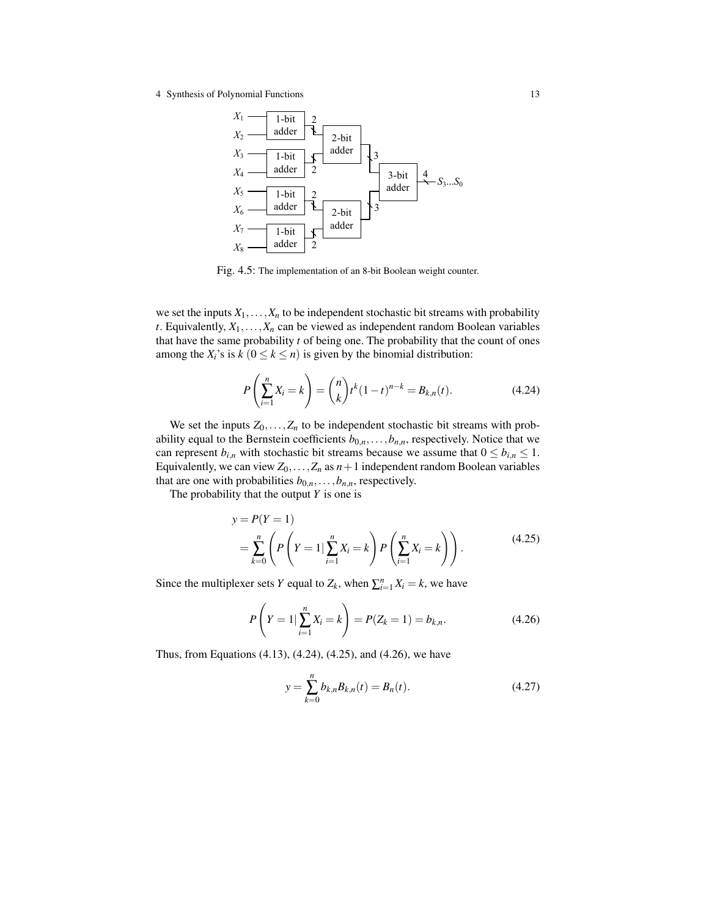Fig. 4.5: The implementation of an 8-bit Boolean weight counter.

we set the inputs $X_1, \ldots, X_n$ to be independent stochastic bit streams with probability $t$. Equivalently, $X_1, \ldots, X_n$ can be viewed as independent random Boolean variables that have the same probability $t$ of being one. The probability that the count of ones among the $X_i$'s is $k$ ($0 \leq k \leq n$) is given by the binomial distribution:

$$P\left(\sum_{i=1}^{n} X_i = k\right) = \binom{n}{k} t^k (1-t)^{n-k} = B_{k,n}(t). \tag{4.24}$$

We set the inputs $Z_0, \ldots, Z_n$ to be independent stochastic bit streams with probability equal to the Bernstein coefficients $b_{0,n}, \ldots, b_{n,n}$, respectively. Notice that we can represent $b_{i,n}$ with stochastic bit streams because we assume that $0 \leq b_{i,n} \leq 1$. Equivalently, we can view $Z_0, \ldots, Z_n$ as $n+1$ independent random Boolean variables that are one with probabilities $b_{0,n}, \ldots, b_{n,n}$, respectively.

The probability that the output $Y$ is one is

$$\begin{aligned} y &= P(Y = 1) \\ &= \sum_{k=0}^{n} \left( P\left(Y = 1 | \sum_{i=1}^{n} X_i = k\right) P\left(\sum_{i=1}^{n} X_i = k\right) \right). \end{aligned} \tag{4.25}$$

Since the multiplexer sets $Y$ equal to $Z_k$, when $\sum_{i=1}^{n} X_i = k$, we have

$$P\left(Y = 1 | \sum_{i=1}^{n} X_i = k\right) = P(Z_k = 1) = b_{k,n}. \tag{4.26}$$

Thus, from Equations (4.13), (4.24), (4.25), and (4.26), we have

$$y = \sum_{k=0}^{n} b_{k,n} B_{k,n}(t) = B_n(t). \tag{4.27}$$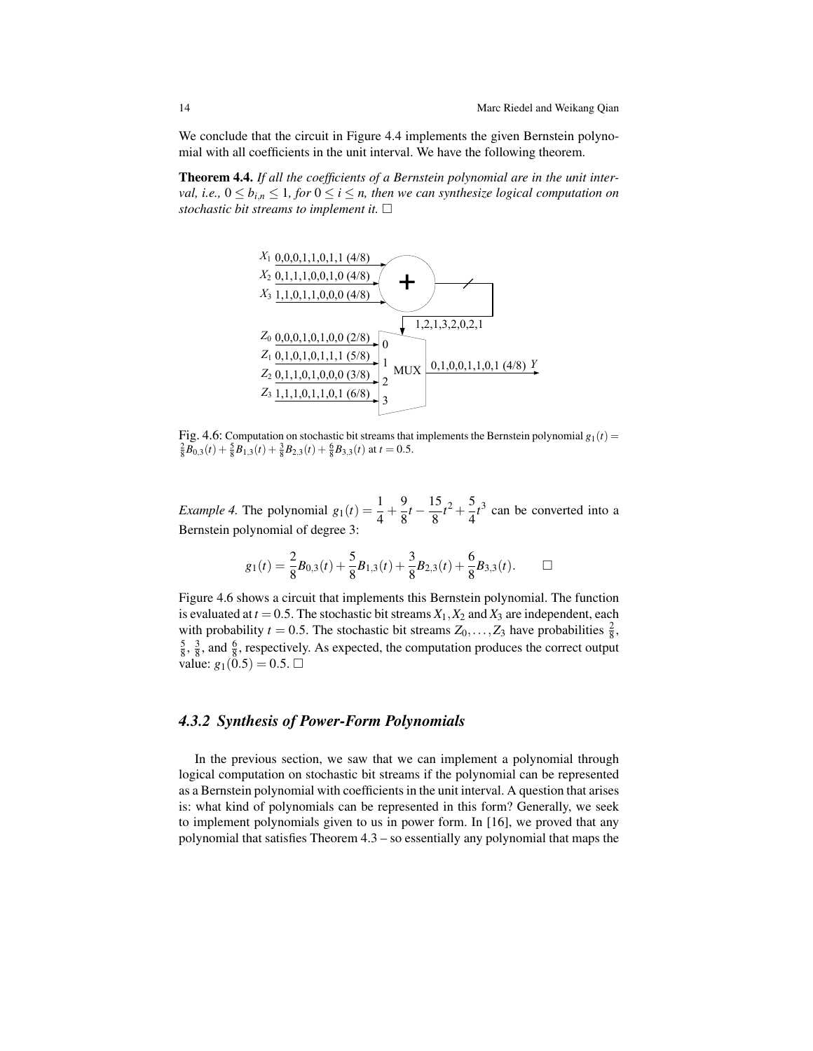We conclude that the circuit in Figure 4.4 implements the given Bernstein polynomial with all coefficients in the unit interval. We have the following theorem.

**Theorem 4.4.** *If all the coefficients of a Bernstein polynomial are in the unit interval, i.e., $0 \le b_{i,n} \le 1$, for $0 \le i \le n$, then we can synthesize logical computation on stochastic bit streams to implement it.* □

$X_1$ 0,0,0,1,1,0,1,1 (4/8)
$X_2$ 0,1,1,1,0,0,1,0 (4/8)
$X_3$ 1,1,0,1,1,0,0,0 (4/8)
+
1,2,1,3,2,0,2,1
$Z_0$ 0,0,0,1,0,1,0,0 (2/8)
$Z_1$ 0,1,0,1,0,1,1,1 (5/8)
$Z_2$ 0,1,1,0,1,0,0,0 (3/8)
$Z_3$ 1,1,1,0,1,1,0,1 (6/8)
MUX 0 1 2 3
0,1,0,0,1,1,0,1 (4/8) $Y$

Fig. 4.6: Computation on stochastic bit streams that implements the Bernstein polynomial $g_1(t) = \frac{2}{8}B_{0,3}(t) + \frac{5}{8}B_{1,3}(t) + \frac{3}{8}B_{2,3}(t) + \frac{6}{8}B_{3,3}(t)$ at $t = 0.5$.

*Example 4.* The polynomial $g_1(t) = \frac{1}{4} + \frac{9}{8}t - \frac{15}{8}t^2 + \frac{5}{4}t^3$ can be converted into a Bernstein polynomial of degree 3:

$$g_1(t) = \frac{2}{8}B_{0,3}(t) + \frac{5}{8}B_{1,3}(t) + \frac{3}{8}B_{2,3}(t) + \frac{6}{8}B_{3,3}(t). \qquad \square$$

Figure 4.6 shows a circuit that implements this Bernstein polynomial. The function is evaluated at $t = 0.5$. The stochastic bit streams $X_1, X_2$ and $X_3$ are independent, each with probability $t = 0.5$. The stochastic bit streams $Z_0, \ldots, Z_3$ have probabilities $\frac{2}{8}$, $\frac{5}{8}$, $\frac{3}{8}$, and $\frac{6}{8}$, respectively. As expected, the computation produces the correct output value: $g_1(0.5) = 0.5$. □

### *4.3.2 Synthesis of Power-Form Polynomials*

In the previous section, we saw that we can implement a polynomial through logical computation on stochastic bit streams if the polynomial can be represented as a Bernstein polynomial with coefficients in the unit interval. A question that arises is: what kind of polynomials can be represented in this form? Generally, we seek to implement polynomials given to us in power form. In [16], we proved that any polynomial that satisfies Theorem 4.3 – so essentially any polynomial that maps the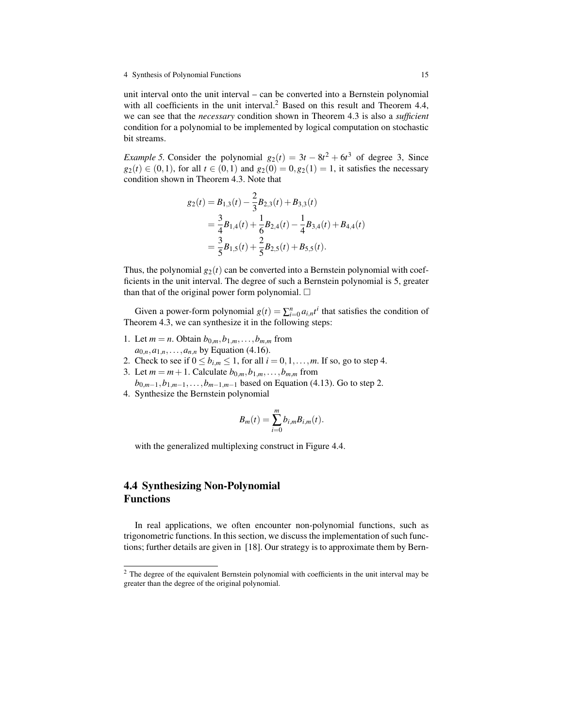unit interval onto the unit interval – can be converted into a Bernstein polynomial with all coefficients in the unit interval.[2] Based on this result and Theorem 4.4, we can see that the *necessary* condition shown in Theorem 4.3 is also a *sufficient* condition for a polynomial to be implemented by logical computation on stochastic bit streams.

*Example 5.* Consider the polynomial $g_2(t) = 3t - 8t^2 + 6t^3$ of degree 3, Since $g_2(t) \in (0,1)$, for all $t \in (0,1)$ and $g_2(0) = 0, g_2(1) = 1$, it satisfies the necessary condition shown in Theorem 4.3. Note that

$$
\begin{aligned}
g_2(t) &= B_{1,3}(t) - \frac{2}{3}B_{2,3}(t) + B_{3,3}(t) \\
&= \frac{3}{4}B_{1,4}(t) + \frac{1}{6}B_{2,4}(t) - \frac{1}{4}B_{3,4}(t) + B_{4,4}(t) \\
&= \frac{3}{5}B_{1,5}(t) + \frac{2}{5}B_{2,5}(t) + B_{5,5}(t).
\end{aligned}
$$

Thus, the polynomial $g_2(t)$ can be converted into a Bernstein polynomial with coefficients in the unit interval. The degree of such a Bernstein polynomial is 5, greater than that of the original power form polynomial. □

Given a power-form polynomial $g(t) = \sum_{i=0}^{n} a_{i,n} t^i$ that satisfies the condition of Theorem 4.3, we can synthesize it in the following steps:

1. Let $m = n$. Obtain $b_{0,m}, b_{1,m}, \ldots, b_{m,m}$ from $a_{0,n}, a_{1,n}, \ldots, a_{n,n}$ by Equation (4.16).
2. Check to see if $0 \leq b_{i,m} \leq 1$, for all $i = 0, 1, \ldots, m$. If so, go to step 4.
3. Let $m = m+1$. Calculate $b_{0,m}, b_{1,m}, \ldots, b_{m,m}$ from $b_{0,m-1}, b_{1,m-1}, \ldots, b_{m-1,m-1}$ based on Equation (4.13). Go to step 2.
4. Synthesize the Bernstein polynomial

   $$B_m(t) = \sum_{i=0}^{m} b_{i,m} B_{i,m}(t).$$

   with the generalized multiplexing construct in Figure 4.4.

## 4.4 Synthesizing Non-Polynomial Functions

In real applications, we often encounter non-polynomial functions, such as trigonometric functions. In this section, we discuss the implementation of such functions; further details are given in [18]. Our strategy is to approximate them by Bern-

[2] The degree of the equivalent Bernstein polynomial with coefficients in the unit interval may be greater than the degree of the original polynomial.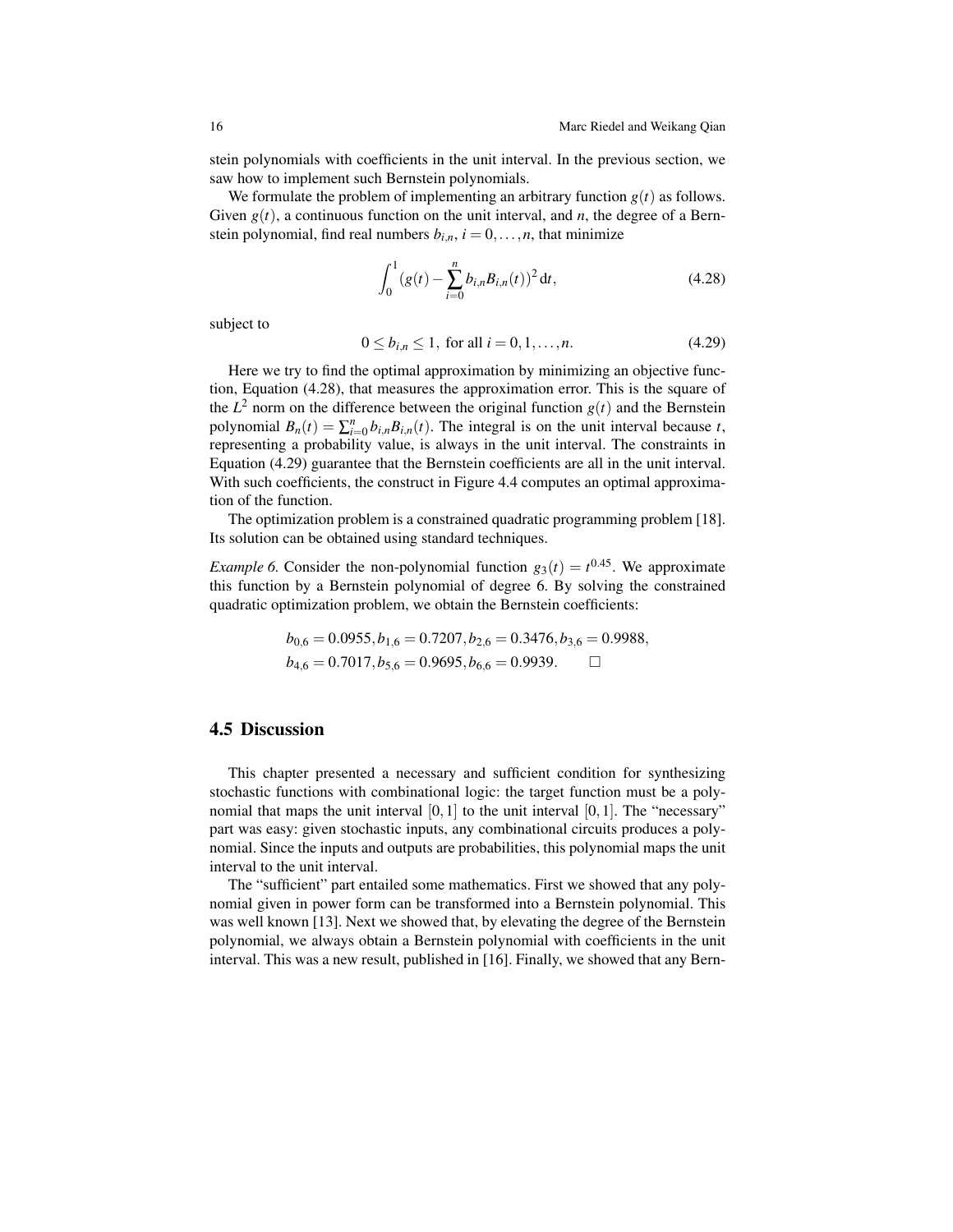stein polynomials with coefficients in the unit interval. In the previous section, we saw how to implement such Bernstein polynomials.

We formulate the problem of implementing an arbitrary function $g(t)$ as follows. Given $g(t)$, a continuous function on the unit interval, and $n$, the degree of a Bernstein polynomial, find real numbers $b_{i,n}$, $i = 0, \ldots, n$, that minimize

$$\int_0^1 (g(t) - \sum_{i=0}^{n} b_{i,n} B_{i,n}(t))^2 \, \mathrm{d}t, \tag{4.28}$$

subject to

$$0 \leq b_{i,n} \leq 1, \text{ for all } i = 0, 1, \ldots, n. \tag{4.29}$$

Here we try to find the optimal approximation by minimizing an objective function, Equation (4.28), that measures the approximation error. This is the square of the $L^2$ norm on the difference between the original function $g(t)$ and the Bernstein polynomial $B_n(t) = \sum_{i=0}^{n} b_{i,n} B_{i,n}(t)$. The integral is on the unit interval because $t$, representing a probability value, is always in the unit interval. The constraints in Equation (4.29) guarantee that the Bernstein coefficients are all in the unit interval. With such coefficients, the construct in Figure 4.4 computes an optimal approximation of the function.

The optimization problem is a constrained quadratic programming problem [18]. Its solution can be obtained using standard techniques.

*Example 6.* Consider the non-polynomial function $g_3(t) = t^{0.45}$. We approximate this function by a Bernstein polynomial of degree 6. By solving the constrained quadratic optimization problem, we obtain the Bernstein coefficients:

$$b_{0,6} = 0.0955, b_{1,6} = 0.7207, b_{2,6} = 0.3476, b_{3,6} = 0.9988,$$
$$b_{4,6} = 0.7017, b_{5,6} = 0.9695, b_{6,6} = 0.9939. \qquad \square$$

## 4.5 Discussion

This chapter presented a necessary and sufficient condition for synthesizing stochastic functions with combinational logic: the target function must be a polynomial that maps the unit interval $[0,1]$ to the unit interval $[0,1]$. The "necessary" part was easy: given stochastic inputs, any combinational circuits produces a polynomial. Since the inputs and outputs are probabilities, this polynomial maps the unit interval to the unit interval.

The "sufficient" part entailed some mathematics. First we showed that any polynomial given in power form can be transformed into a Bernstein polynomial. This was well known [13]. Next we showed that, by elevating the degree of the Bernstein polynomial, we always obtain a Bernstein polynomial with coefficients in the unit interval. This was a new result, published in [16]. Finally, we showed that any Bern-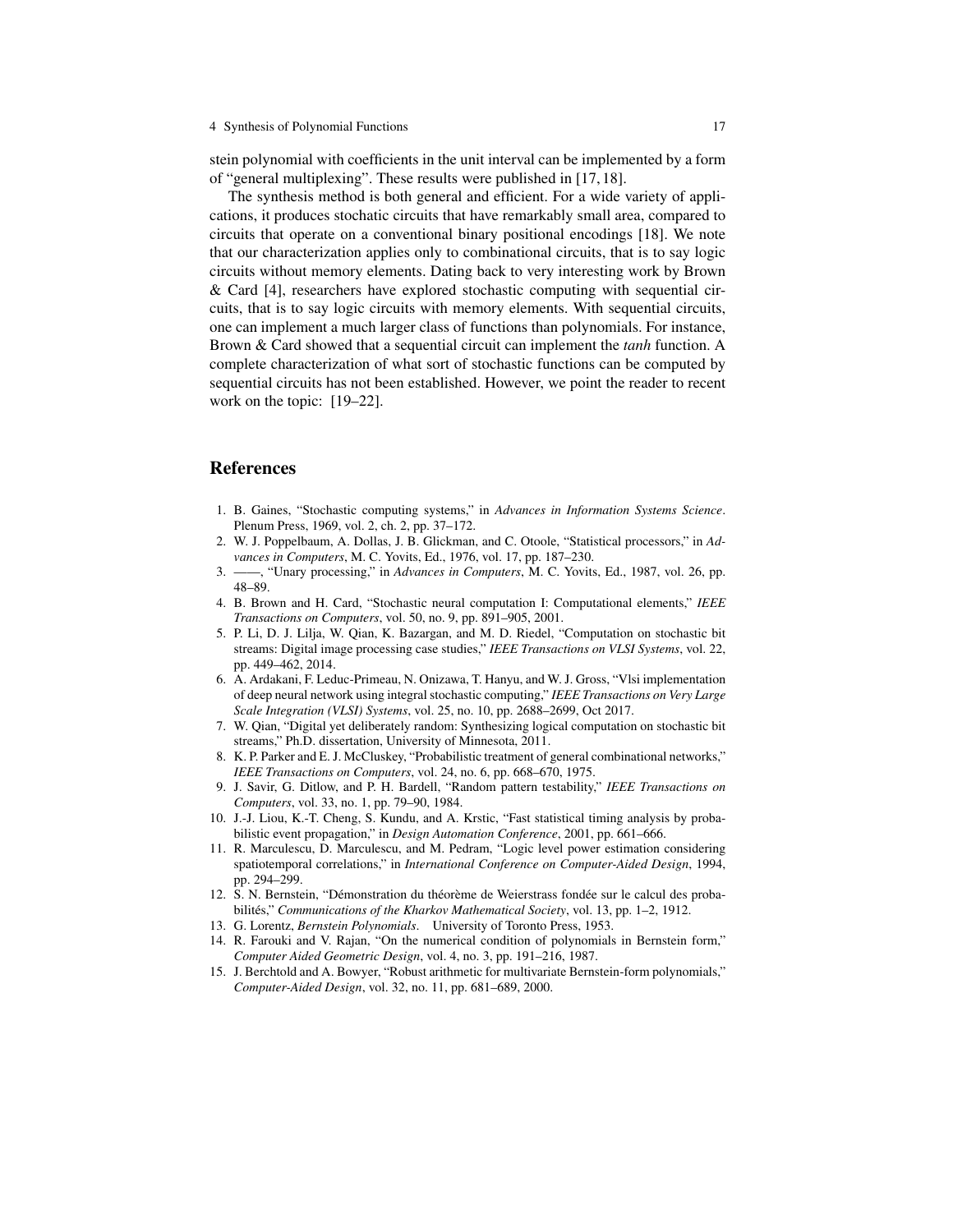stein polynomial with coefficients in the unit interval can be implemented by a form of "general multiplexing". These results were published in [17, 18].

The synthesis method is both general and efficient. For a wide variety of applications, it produces stochatic circuits that have remarkably small area, compared to circuits that operate on a conventional binary positional encodings [18]. We note that our characterization applies only to combinational circuits, that is to say logic circuits without memory elements. Dating back to very interesting work by Brown & Card [4], researchers have explored stochastic computing with sequential circuits, that is to say logic circuits with memory elements. With sequential circuits, one can implement a much larger class of functions than polynomials. For instance, Brown & Card showed that a sequential circuit can implement the *tanh* function. A complete characterization of what sort of stochastic functions can be computed by sequential circuits has not been established. However, we point the reader to recent work on the topic: [19–22].

## References

1. B. Gaines, "Stochastic computing systems," in *Advances in Information Systems Science*. Plenum Press, 1969, vol. 2, ch. 2, pp. 37–172.
2. W. J. Poppelbaum, A. Dollas, J. B. Glickman, and C. Otoole, "Statistical processors," in *Advances in Computers*, M. C. Yovits, Ed., 1976, vol. 17, pp. 187–230.
3. ——, "Unary processing," in *Advances in Computers*, M. C. Yovits, Ed., 1987, vol. 26, pp. 48–89.
4. B. Brown and H. Card, "Stochastic neural computation I: Computational elements," *IEEE Transactions on Computers*, vol. 50, no. 9, pp. 891–905, 2001.
5. P. Li, D. J. Lilja, W. Qian, K. Bazargan, and M. D. Riedel, "Computation on stochastic bit streams: Digital image processing case studies," *IEEE Transactions on VLSI Systems*, vol. 22, pp. 449–462, 2014.
6. A. Ardakani, F. Leduc-Primeau, N. Onizawa, T. Hanyu, and W. J. Gross, "Vlsi implementation of deep neural network using integral stochastic computing," *IEEE Transactions on Very Large Scale Integration (VLSI) Systems*, vol. 25, no. 10, pp. 2688–2699, Oct 2017.
7. W. Qian, "Digital yet deliberately random: Synthesizing logical computation on stochastic bit streams," Ph.D. dissertation, University of Minnesota, 2011.
8. K. P. Parker and E. J. McCluskey, "Probabilistic treatment of general combinational networks," *IEEE Transactions on Computers*, vol. 24, no. 6, pp. 668–670, 1975.
9. J. Savir, G. Ditlow, and P. H. Bardell, "Random pattern testability," *IEEE Transactions on Computers*, vol. 33, no. 1, pp. 79–90, 1984.
10. J.-J. Liou, K.-T. Cheng, S. Kundu, and A. Krstic, "Fast statistical timing analysis by probabilistic event propagation," in *Design Automation Conference*, 2001, pp. 661–666.
11. R. Marculescu, D. Marculescu, and M. Pedram, "Logic level power estimation considering spatiotemporal correlations," in *International Conference on Computer-Aided Design*, 1994, pp. 294–299.
12. S. N. Bernstein, "Démonstration du théorème de Weierstrass fondée sur le calcul des probabilités," *Communications of the Kharkov Mathematical Society*, vol. 13, pp. 1–2, 1912.
13. G. Lorentz, *Bernstein Polynomials*. University of Toronto Press, 1953.
14. R. Farouki and V. Rajan, "On the numerical condition of polynomials in Bernstein form," *Computer Aided Geometric Design*, vol. 4, no. 3, pp. 191–216, 1987.
15. J. Berchtold and A. Bowyer, "Robust arithmetic for multivariate Bernstein-form polynomials," *Computer-Aided Design*, vol. 32, no. 11, pp. 681–689, 2000.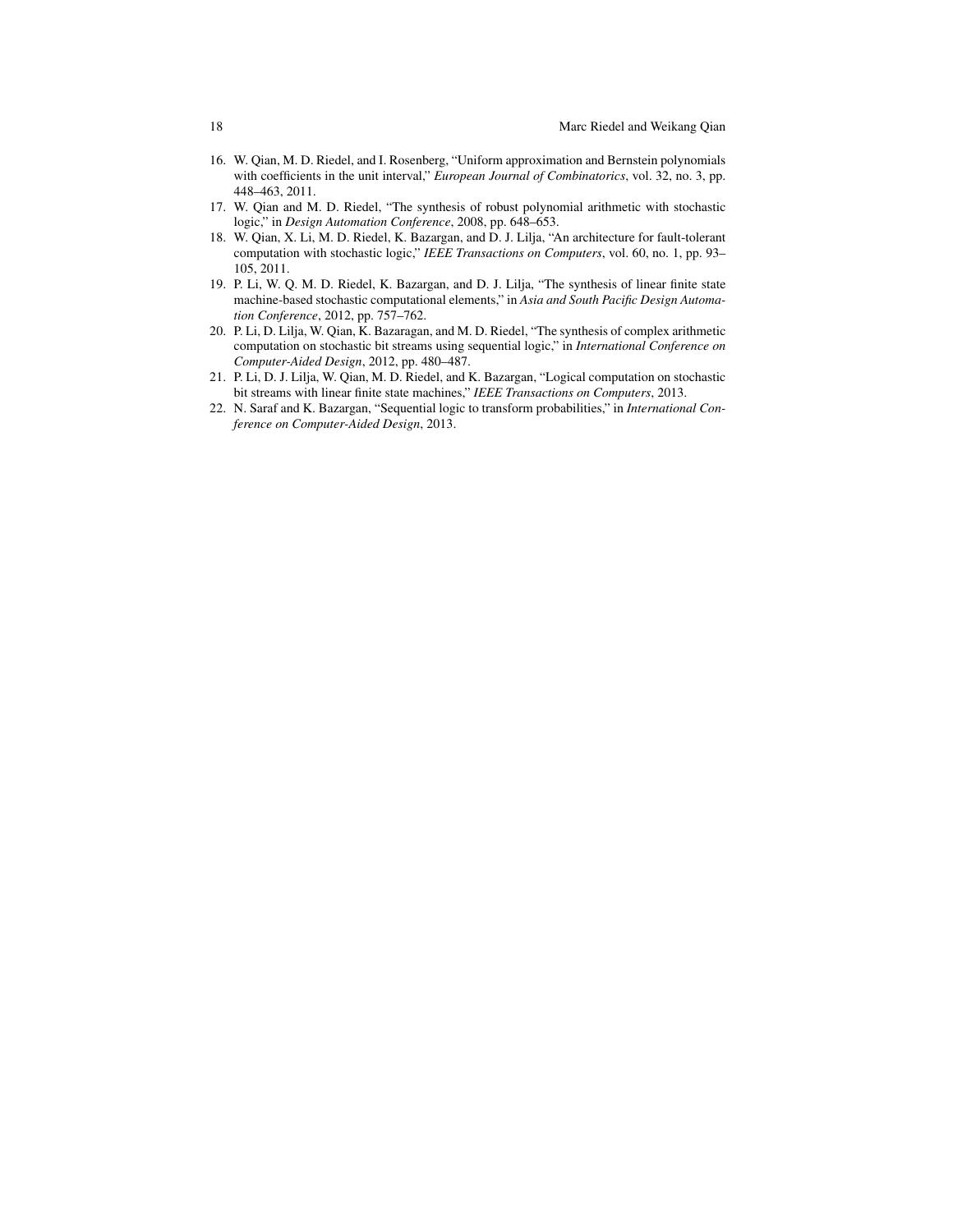16. W. Qian, M. D. Riedel, and I. Rosenberg, "Uniform approximation and Bernstein polynomials with coefficients in the unit interval," *European Journal of Combinatorics*, vol. 32, no. 3, pp. 448–463, 2011.
17. W. Qian and M. D. Riedel, "The synthesis of robust polynomial arithmetic with stochastic logic," in *Design Automation Conference*, 2008, pp. 648–653.
18. W. Qian, X. Li, M. D. Riedel, K. Bazargan, and D. J. Lilja, "An architecture for fault-tolerant computation with stochastic logic," *IEEE Transactions on Computers*, vol. 60, no. 1, pp. 93–105, 2011.
19. P. Li, W. Q. M. D. Riedel, K. Bazargan, and D. J. Lilja, "The synthesis of linear finite state machine-based stochastic computational elements," in *Asia and South Pacific Design Automation Conference*, 2012, pp. 757–762.
20. P. Li, D. Lilja, W. Qian, K. Bazaragan, and M. D. Riedel, "The synthesis of complex arithmetic computation on stochastic bit streams using sequential logic," in *International Conference on Computer-Aided Design*, 2012, pp. 480–487.
21. P. Li, D. J. Lilja, W. Qian, M. D. Riedel, and K. Bazargan, "Logical computation on stochastic bit streams with linear finite state machines," *IEEE Transactions on Computers*, 2013.
22. N. Saraf and K. Bazargan, "Sequential logic to transform probabilities," in *International Conference on Computer-Aided Design*, 2013.